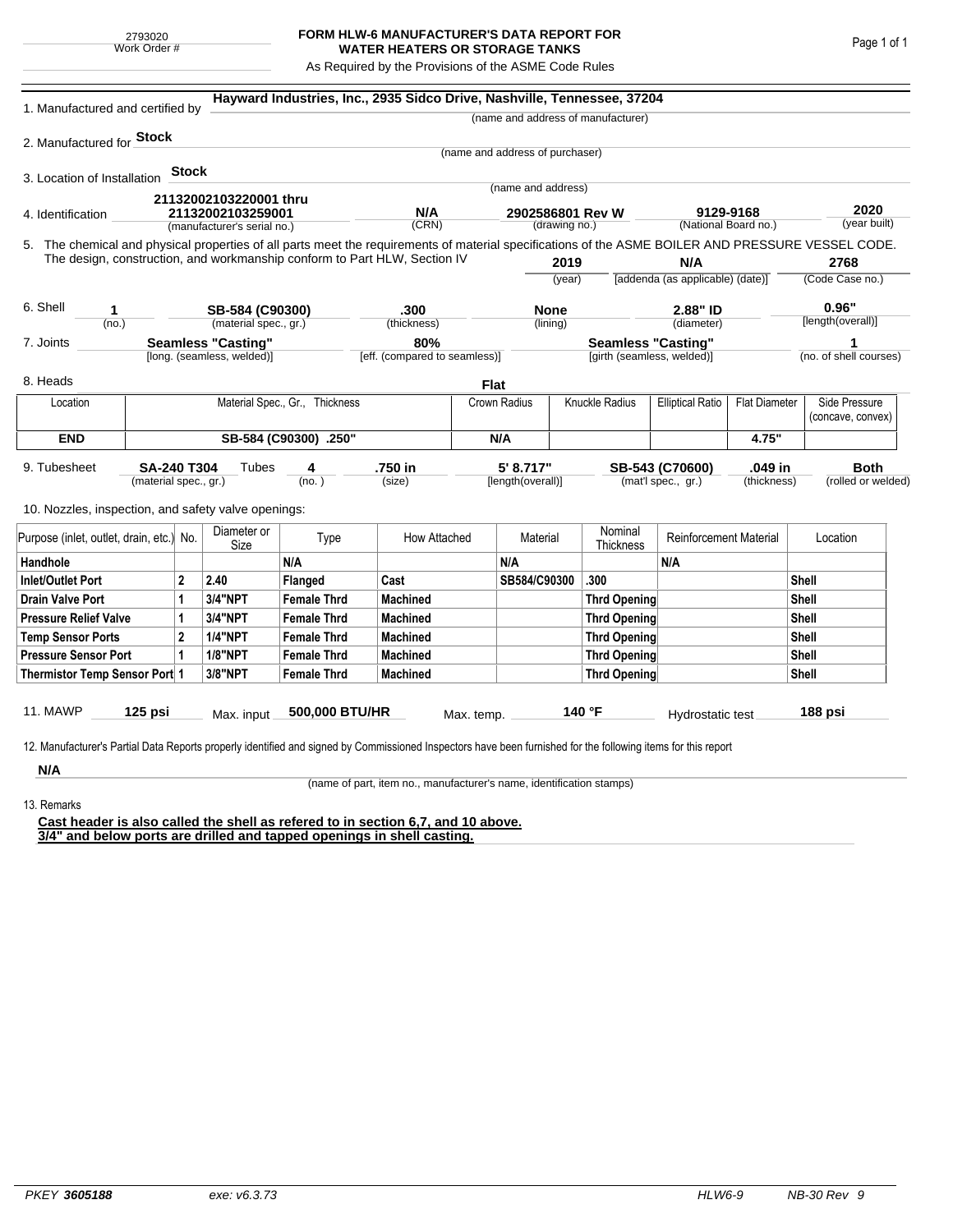2793020
Work Order #

# FORM HLW-6 MANUFACTURER'S DATA REPORT FOR WATER HEATERS OR STORAGE TANKS

As Required by the Provisions of the ASME Code Rules

1. Manufactured and certified by **Hayward Industries, Inc., 2935 Sidco Drive, Nashville, Tennessee, 37204**
(name and address of manufacturer)

2. Manufactured for **Stock**
(name and address of purchaser)

3. Location of Installation **Stock**
(name and address)

4. Identification **21132002103220001 thru 21132002103259001** (manufacturer's serial no.) **N/A** (CRN) **2902586801 Rev W** (drawing no.) **9129-9168** (National Board no.) **2020** (year built)

5. The chemical and physical properties of all parts meet the requirements of material specifications of the ASME BOILER AND PRESSURE VESSEL CODE. The design, construction, and workmanship conform to Part HLW, Section IV **2019** (year) **N/A** [addenda (as applicable) (date)] **2768** (Code Case no.)

6. Shell **1** (no.) **SB-584 (C90300)** (material spec., gr.) **.300** (thickness) **None** (lining) **2.88" ID** (diameter) **0.96"** [length(overall)]

7. Joints **Seamless "Casting"** [long. (seamless, welded)] **80%** [eff. (compared to seamless)] **Seamless "Casting"** [girth (seamless, welded)] **1** (no. of shell courses)

8. Heads **Flat**

| Location | Material Spec., Gr., Thickness | Crown Radius | Knuckle Radius | Elliptical Ratio | Flat Diameter | Side Pressure (concave, convex) |
|---|---|---|---|---|---|---|
| END | SB-584 (C90300) .250" | N/A | | | 4.75" | |

9. Tubesheet **SA-240 T304** (material spec., gr.) Tubes **4** (no.) **.750 in** (size) **5' 8.717"** [length(overall)] **SB-543 (C70600)** (mat'l spec., gr.) **.049 in** (thickness) **Both** (rolled or welded)

10. Nozzles, inspection, and safety valve openings:

| Purpose (inlet, outlet, drain, etc.) | No. | Diameter or Size | Type | How Attached | Material | Nominal Thickness | Reinforcement Material | Location |
|---|---|---|---|---|---|---|---|---|
| Handhole | | | N/A | | N/A | | N/A | |
| Inlet/Outlet Port | 2 | 2.40 | Flanged | Cast | SB584/C90300 | .300 | | Shell |
| Drain Valve Port | 1 | 3/4"NPT | Female Thrd | Machined | | Thrd Opening | | Shell |
| Pressure Relief Valve | 1 | 3/4"NPT | Female Thrd | Machined | | Thrd Opening | | Shell |
| Temp Sensor Ports | 2 | 1/4"NPT | Female Thrd | Machined | | Thrd Opening | | Shell |
| Pressure Sensor Port | 1 | 1/8"NPT | Female Thrd | Machined | | Thrd Opening | | Shell |
| Thermistor Temp Sensor Port | 1 | 3/8"NPT | Female Thrd | Machined | | Thrd Opening | | Shell |

11. MAWP **125 psi** Max. input **500,000 BTU/HR** Max. temp. **140 °F** Hydrostatic test **188 psi**

12. Manufacturer's Partial Data Reports properly identified and signed by Commissioned Inspectors have been furnished for the following items for this report

**N/A**
(name of part, item no., manufacturer's name, identification stamps)

13. Remarks

**Cast header is also called the shell as refered to in section 6,7, and 10 above.**
**3/4" and below ports are drilled and tapped openings in shell casting.**

PKEY 3605188 exe: v6.3.73 HLW6-9 NB-30 Rev 9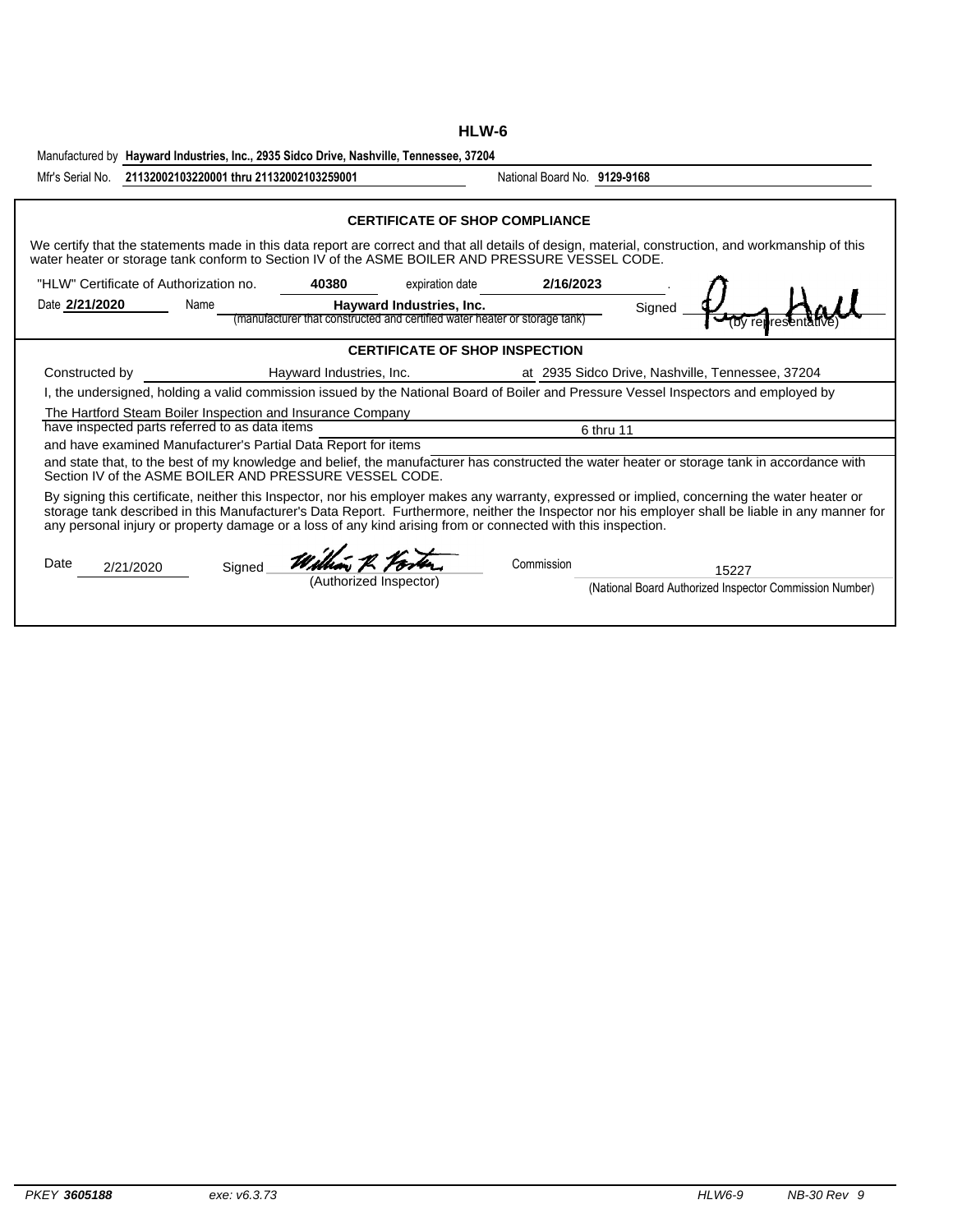# HLW-6

Manufactured by **Hayward Industries, Inc., 2935 Sidco Drive, Nashville, Tennessee, 37204**

Mfr's Serial No. **21132002103220001 thru 21132002103259001** National Board No. **9129-9168**

## CERTIFICATE OF SHOP COMPLIANCE

We certify that the statements made in this data report are correct and that all details of design, material, construction, and workmanship of this water heater or storage tank conform to Section IV of the ASME BOILER AND PRESSURE VESSEL CODE.

"HLW" Certificate of Authorization no. **40380** expiration date **2/16/2023**.

Date **2/21/2020** Name **Hayward Industries, Inc.** (manufacturer that constructed and certified water heater or storage tank) Signed (signature) (by representative)

## CERTIFICATE OF SHOP INSPECTION

Constructed by Hayward Industries, Inc. at 2935 Sidco Drive, Nashville, Tennessee, 37204

I, the undersigned, holding a valid commission issued by the National Board of Boiler and Pressure Vessel Inspectors and employed by

The Hartford Steam Boiler Inspection and Insurance Company

have inspected parts referred to as data items 6 thru 11

and have examined Manufacturer's Partial Data Report for items

and state that, to the best of my knowledge and belief, the manufacturer has constructed the water heater or storage tank in accordance with Section IV of the ASME BOILER AND PRESSURE VESSEL CODE.

By signing this certificate, neither this Inspector, nor his employer makes any warranty, expressed or implied, concerning the water heater or storage tank described in this Manufacturer's Data Report. Furthermore, neither the Inspector nor his employer shall be liable in any manner for any personal injury or property damage or a loss of any kind arising from or connected with this inspection.

Date 2/21/2020 Signed (signature) (Authorized Inspector) Commission 15227 (National Board Authorized Inspector Commission Number)

*PKEY* ***3605188*** *exe: v6.3.73* *HLW6-9* *NB-30 Rev 9*